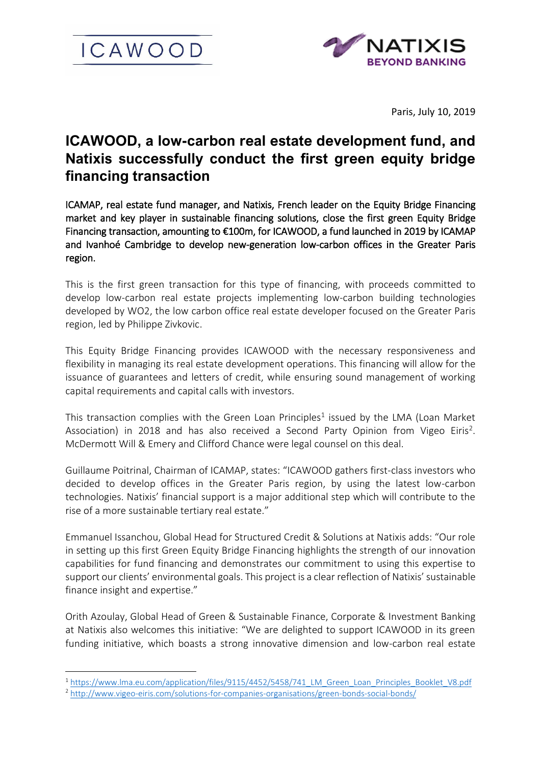ICAWOOD

NATIXIS
BEYOND BANKING

Paris, July 10, 2019

# ICAWOOD, a low-carbon real estate development fund, and Natixis successfully conduct the first green equity bridge financing transaction

ICAMAP, real estate fund manager, and Natixis, French leader on the Equity Bridge Financing market and key player in sustainable financing solutions, close the first green Equity Bridge Financing transaction, amounting to €100m, for ICAWOOD, a fund launched in 2019 by ICAMAP and Ivanhoé Cambridge to develop new-generation low-carbon offices in the Greater Paris region.

This is the first green transaction for this type of financing, with proceeds committed to develop low-carbon real estate projects implementing low-carbon building technologies developed by WO2, the low carbon office real estate developer focused on the Greater Paris region, led by Philippe Zivkovic.

This Equity Bridge Financing provides ICAWOOD with the necessary responsiveness and flexibility in managing its real estate development operations. This financing will allow for the issuance of guarantees and letters of credit, while ensuring sound management of working capital requirements and capital calls with investors.

This transaction complies with the Green Loan Principles[1] issued by the LMA (Loan Market Association) in 2018 and has also received a Second Party Opinion from Vigeo Eiris[2]. McDermott Will & Emery and Clifford Chance were legal counsel on this deal.

Guillaume Poitrinal, Chairman of ICAMAP, states: "ICAWOOD gathers first-class investors who decided to develop offices in the Greater Paris region, by using the latest low-carbon technologies. Natixis' financial support is a major additional step which will contribute to the rise of a more sustainable tertiary real estate."

Emmanuel Issanchou, Global Head for Structured Credit & Solutions at Natixis adds: "Our role in setting up this first Green Equity Bridge Financing highlights the strength of our innovation capabilities for fund financing and demonstrates our commitment to using this expertise to support our clients' environmental goals. This project is a clear reflection of Natixis' sustainable finance insight and expertise."

Orith Azoulay, Global Head of Green & Sustainable Finance, Corporate & Investment Banking at Natixis also welcomes this initiative: "We are delighted to support ICAWOOD in its green funding initiative, which boasts a strong innovative dimension and low-carbon real estate

---

[1] https://www.lma.eu.com/application/files/9115/4452/5458/741_LM_Green_Loan_Principles_Booklet_V8.pdf

[2] http://www.vigeo-eiris.com/solutions-for-companies-organisations/green-bonds-social-bonds/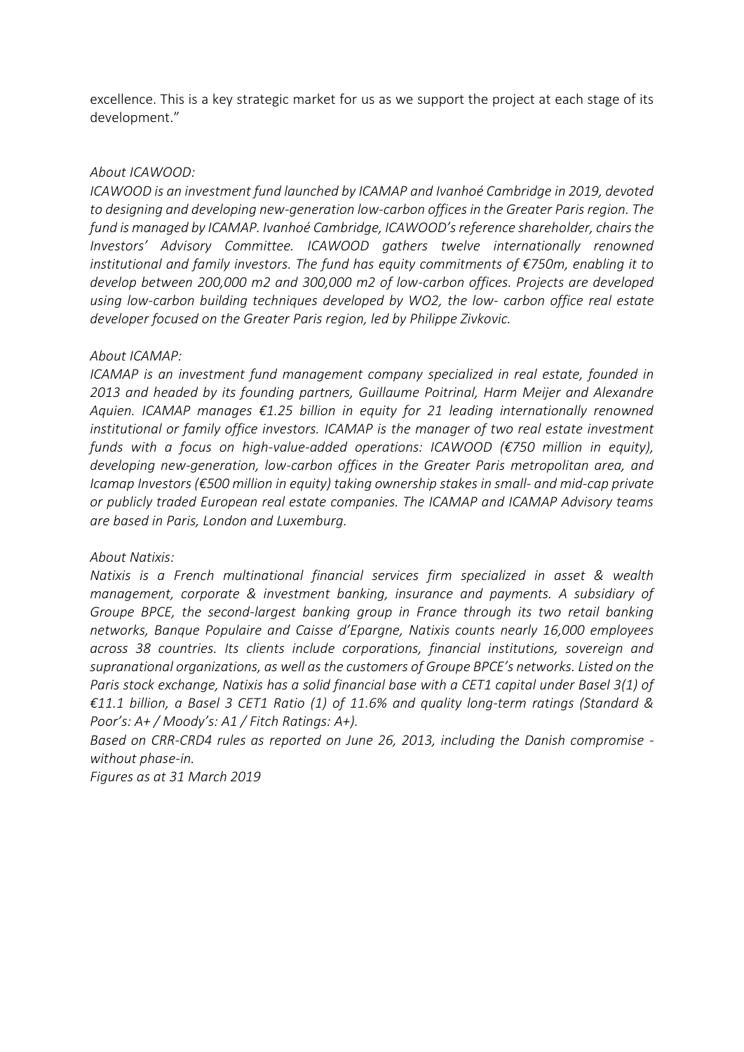excellence. This is a key strategic market for us as we support the project at each stage of its development."

*About ICAWOOD:*

*ICAWOOD is an investment fund launched by ICAMAP and Ivanhoé Cambridge in 2019, devoted to designing and developing new-generation low-carbon offices in the Greater Paris region. The fund is managed by ICAMAP. Ivanhoé Cambridge, ICAWOOD's reference shareholder, chairs the Investors' Advisory Committee. ICAWOOD gathers twelve internationally renowned institutional and family investors. The fund has equity commitments of €750m, enabling it to develop between 200,000 m2 and 300,000 m2 of low-carbon offices. Projects are developed using low-carbon building techniques developed by WO2, the low- carbon office real estate developer focused on the Greater Paris region, led by Philippe Zivkovic.*

*About ICAMAP:*

*ICAMAP is an investment fund management company specialized in real estate, founded in 2013 and headed by its founding partners, Guillaume Poitrinal, Harm Meijer and Alexandre Aquien. ICAMAP manages €1.25 billion in equity for 21 leading internationally renowned institutional or family office investors. ICAMAP is the manager of two real estate investment funds with a focus on high-value-added operations: ICAWOOD (€750 million in equity), developing new-generation, low-carbon offices in the Greater Paris metropolitan area, and Icamap Investors (€500 million in equity) taking ownership stakes in small- and mid-cap private or publicly traded European real estate companies. The ICAMAP and ICAMAP Advisory teams are based in Paris, London and Luxemburg.*

*About Natixis:*

*Natixis is a French multinational financial services firm specialized in asset & wealth management, corporate & investment banking, insurance and payments. A subsidiary of Groupe BPCE, the second-largest banking group in France through its two retail banking networks, Banque Populaire and Caisse d'Epargne, Natixis counts nearly 16,000 employees across 38 countries. Its clients include corporations, financial institutions, sovereign and supranational organizations, as well as the customers of Groupe BPCE's networks. Listed on the Paris stock exchange, Natixis has a solid financial base with a CET1 capital under Basel 3(1) of €11.1 billion, a Basel 3 CET1 Ratio (1) of 11.6% and quality long-term ratings (Standard & Poor's: A+ / Moody's: A1 / Fitch Ratings: A+).*

*Based on CRR-CRD4 rules as reported on June 26, 2013, including the Danish compromise - without phase-in.*

*Figures as at 31 March 2019*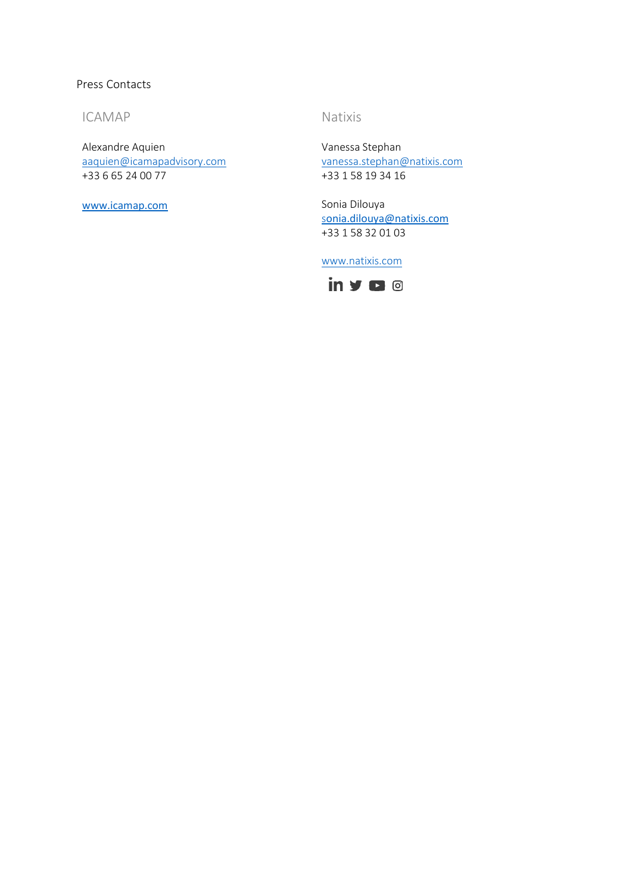Press Contacts

**ICAMAP**

Alexandre Aquien
aaquien@icamapadvisory.com
+33 6 65 24 00 77

www.icamap.com

**Natixis**

Vanessa Stephan
vanessa.stephan@natixis.com
+33 1 58 19 34 16

Sonia Dilouya
sonia.dilouya@natixis.com
+33 1 58 32 01 03

www.natixis.com